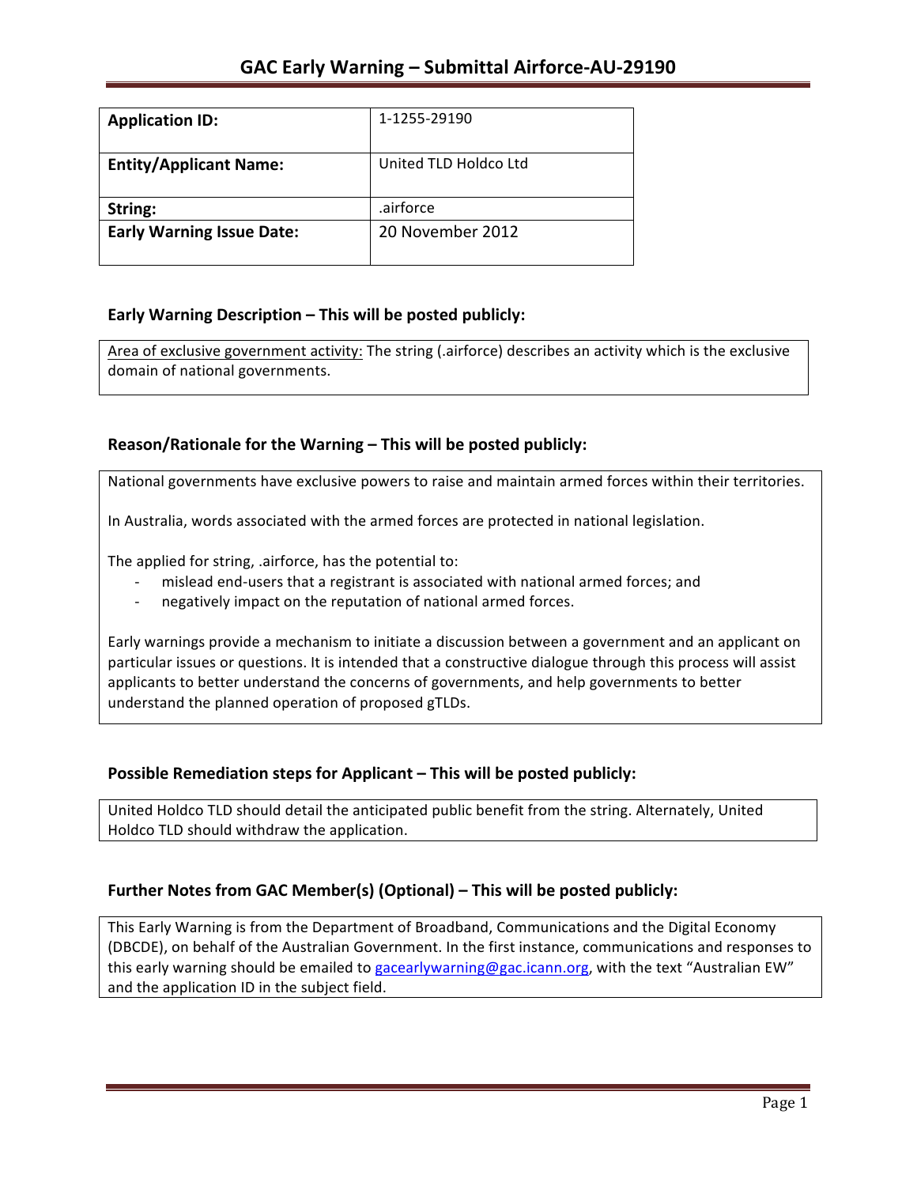# GAC Early Warning – Submittal Airforce-AU-29190

| | |
|---|---|
| **Application ID:** | 1-1255-29190 |
| **Entity/Applicant Name:** | United TLD Holdco Ltd |
| **String:** | .airforce |
| **Early Warning Issue Date:** | 20 November 2012 |

## Early Warning Description – This will be posted publicly:

Area of exclusive government activity: The string (.airforce) describes an activity which is the exclusive domain of national governments.

## Reason/Rationale for the Warning – This will be posted publicly:

National governments have exclusive powers to raise and maintain armed forces within their territories.

In Australia, words associated with the armed forces are protected in national legislation.

The applied for string, .airforce, has the potential to:

- mislead end-users that a registrant is associated with national armed forces; and
- negatively impact on the reputation of national armed forces.

Early warnings provide a mechanism to initiate a discussion between a government and an applicant on particular issues or questions. It is intended that a constructive dialogue through this process will assist applicants to better understand the concerns of governments, and help governments to better understand the planned operation of proposed gTLDs.

## Possible Remediation steps for Applicant – This will be posted publicly:

United Holdco TLD should detail the anticipated public benefit from the string. Alternately, United Holdco TLD should withdraw the application.

## Further Notes from GAC Member(s) (Optional) – This will be posted publicly:

This Early Warning is from the Department of Broadband, Communications and the Digital Economy (DBCDE), on behalf of the Australian Government. In the first instance, communications and responses to this early warning should be emailed to gacearlywarning@gac.icann.org, with the text "Australian EW" and the application ID in the subject field.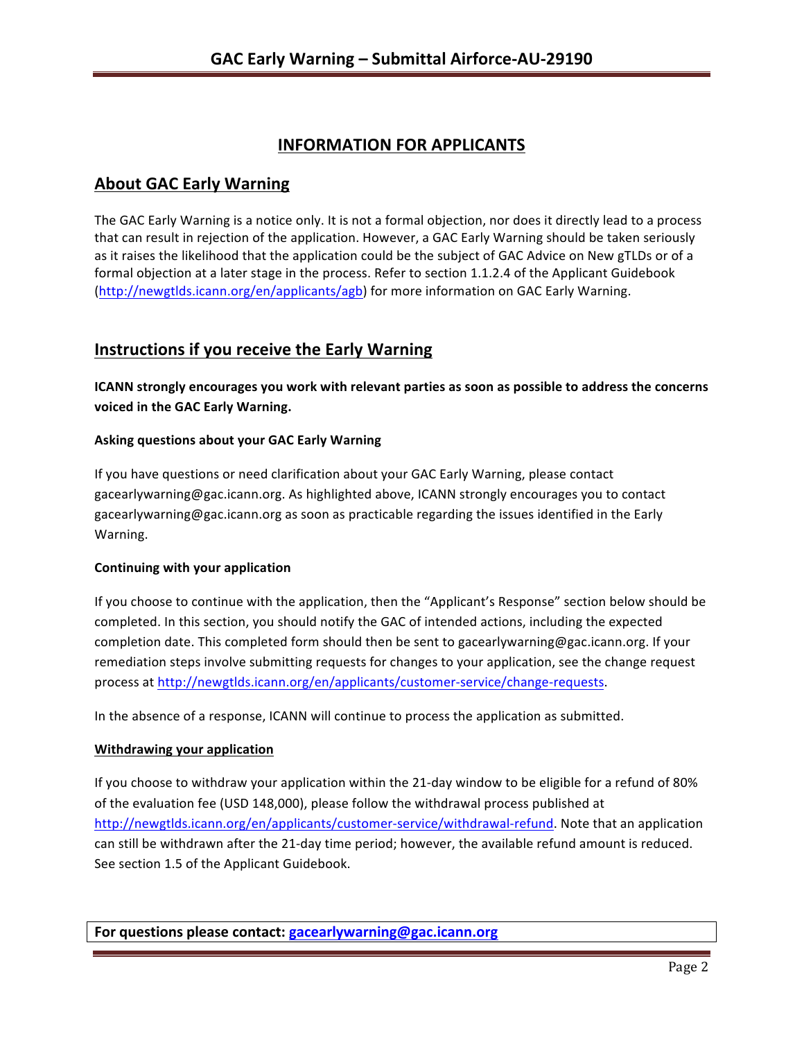## INFORMATION FOR APPLICANTS

## About GAC Early Warning

The GAC Early Warning is a notice only. It is not a formal objection, nor does it directly lead to a process that can result in rejection of the application. However, a GAC Early Warning should be taken seriously as it raises the likelihood that the application could be the subject of GAC Advice on New gTLDs or of a formal objection at a later stage in the process. Refer to section 1.1.2.4 of the Applicant Guidebook (http://newgtlds.icann.org/en/applicants/agb) for more information on GAC Early Warning.

## Instructions if you receive the Early Warning

**ICANN strongly encourages you work with relevant parties as soon as possible to address the concerns voiced in the GAC Early Warning.**

#### Asking questions about your GAC Early Warning

If you have questions or need clarification about your GAC Early Warning, please contact gacearlywarning@gac.icann.org. As highlighted above, ICANN strongly encourages you to contact gacearlywarning@gac.icann.org as soon as practicable regarding the issues identified in the Early Warning.

#### Continuing with your application

If you choose to continue with the application, then the "Applicant's Response" section below should be completed. In this section, you should notify the GAC of intended actions, including the expected completion date. This completed form should then be sent to gacearlywarning@gac.icann.org. If your remediation steps involve submitting requests for changes to your application, see the change request process at http://newgtlds.icann.org/en/applicants/customer-service/change-requests.

In the absence of a response, ICANN will continue to process the application as submitted.

#### Withdrawing your application

If you choose to withdraw your application within the 21-day window to be eligible for a refund of 80% of the evaluation fee (USD 148,000), please follow the withdrawal process published at http://newgtlds.icann.org/en/applicants/customer-service/withdrawal-refund. Note that an application can still be withdrawn after the 21-day time period; however, the available refund amount is reduced. See section 1.5 of the Applicant Guidebook.

**For questions please contact: gacearlywarning@gac.icann.org**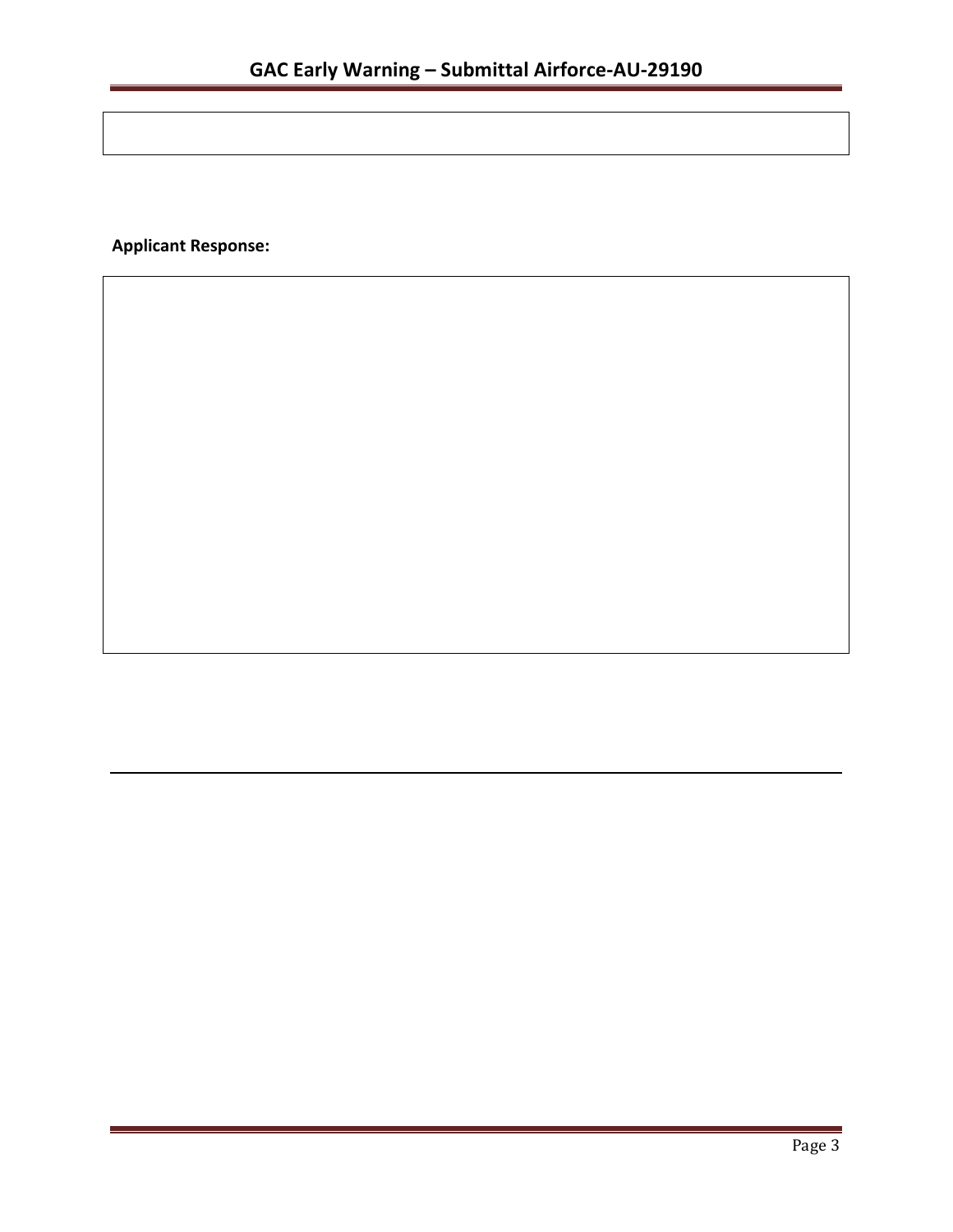**Applicant Response:**